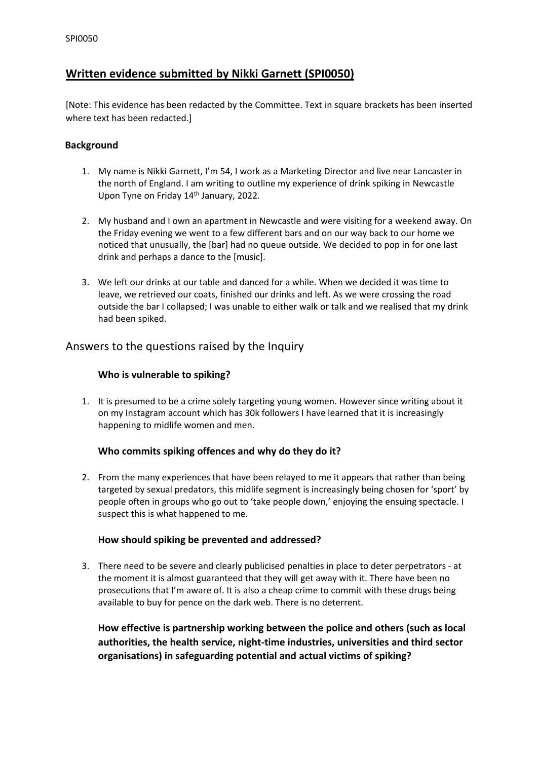# Written evidence submitted by Nikki Garnett (SPI0050)

[Note: This evidence has been redacted by the Committee. Text in square brackets has been inserted where text has been redacted.]

### Background

1. My name is Nikki Garnett, I'm 54, I work as a Marketing Director and live near Lancaster in the north of England. I am writing to outline my experience of drink spiking in Newcastle Upon Tyne on Friday 14th January, 2022.

2. My husband and I own an apartment in Newcastle and were visiting for a weekend away. On the Friday evening we went to a few different bars and on our way back to our home we noticed that unusually, the [bar] had no queue outside. We decided to pop in for one last drink and perhaps a dance to the [music].

3. We left our drinks at our table and danced for a while. When we decided it was time to leave, we retrieved our coats, finished our drinks and left. As we were crossing the road outside the bar I collapsed; I was unable to either walk or talk and we realised that my drink had been spiked.

## Answers to the questions raised by the Inquiry

### Who is vulnerable to spiking?

1. It is presumed to be a crime solely targeting young women. However since writing about it on my Instagram account which has 30k followers I have learned that it is increasingly happening to midlife women and men.

### Who commits spiking offences and why do they do it?

2. From the many experiences that have been relayed to me it appears that rather than being targeted by sexual predators, this midlife segment is increasingly being chosen for 'sport' by people often in groups who go out to 'take people down,' enjoying the ensuing spectacle. I suspect this is what happened to me.

### How should spiking be prevented and addressed?

3. There need to be severe and clearly publicised penalties in place to deter perpetrators - at the moment it is almost guaranteed that they will get away with it. There have been no prosecutions that I'm aware of. It is also a cheap crime to commit with these drugs being available to buy for pence on the dark web. There is no deterrent.

### How effective is partnership working between the police and others (such as local authorities, the health service, night-time industries, universities and third sector organisations) in safeguarding potential and actual victims of spiking?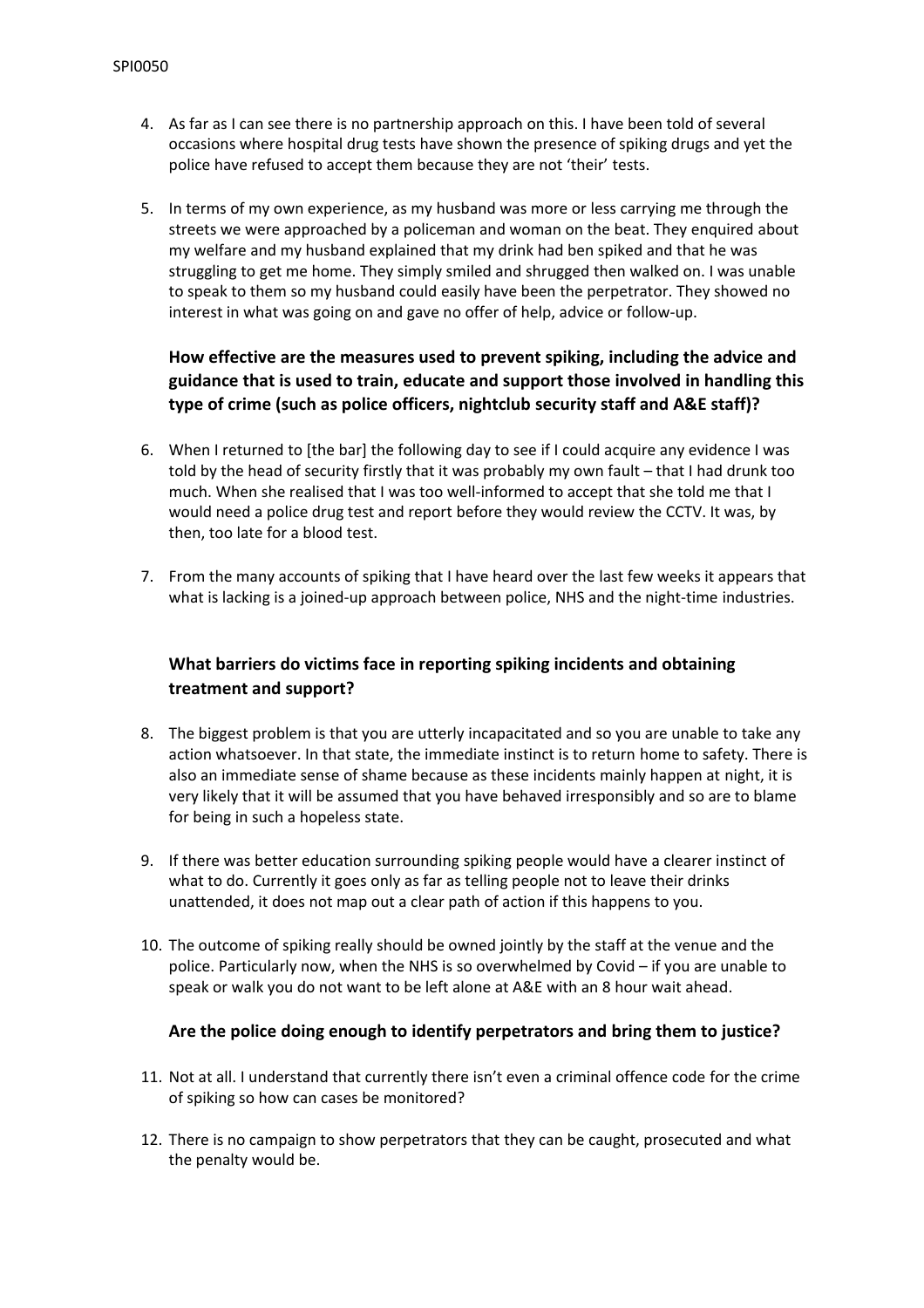4. As far as I can see there is no partnership approach on this. I have been told of several occasions where hospital drug tests have shown the presence of spiking drugs and yet the police have refused to accept them because they are not 'their' tests.

5. In terms of my own experience, as my husband was more or less carrying me through the streets we were approached by a policeman and woman on the beat. They enquired about my welfare and my husband explained that my drink had ben spiked and that he was struggling to get me home. They simply smiled and shrugged then walked on. I was unable to speak to them so my husband could easily have been the perpetrator. They showed no interest in what was going on and gave no offer of help, advice or follow-up.

### How effective are the measures used to prevent spiking, including the advice and guidance that is used to train, educate and support those involved in handling this type of crime (such as police officers, nightclub security staff and A&E staff)?

6. When I returned to [the bar] the following day to see if I could acquire any evidence I was told by the head of security firstly that it was probably my own fault – that I had drunk too much. When she realised that I was too well-informed to accept that she told me that I would need a police drug test and report before they would review the CCTV. It was, by then, too late for a blood test.

7. From the many accounts of spiking that I have heard over the last few weeks it appears that what is lacking is a joined-up approach between police, NHS and the night-time industries.

### What barriers do victims face in reporting spiking incidents and obtaining treatment and support?

8. The biggest problem is that you are utterly incapacitated and so you are unable to take any action whatsoever. In that state, the immediate instinct is to return home to safety. There is also an immediate sense of shame because as these incidents mainly happen at night, it is very likely that it will be assumed that you have behaved irresponsibly and so are to blame for being in such a hopeless state.

9. If there was better education surrounding spiking people would have a clearer instinct of what to do. Currently it goes only as far as telling people not to leave their drinks unattended, it does not map out a clear path of action if this happens to you.

10. The outcome of spiking really should be owned jointly by the staff at the venue and the police. Particularly now, when the NHS is so overwhelmed by Covid – if you are unable to speak or walk you do not want to be left alone at A&E with an 8 hour wait ahead.

### Are the police doing enough to identify perpetrators and bring them to justice?

11. Not at all. I understand that currently there isn't even a criminal offence code for the crime of spiking so how can cases be monitored?

12. There is no campaign to show perpetrators that they can be caught, prosecuted and what the penalty would be.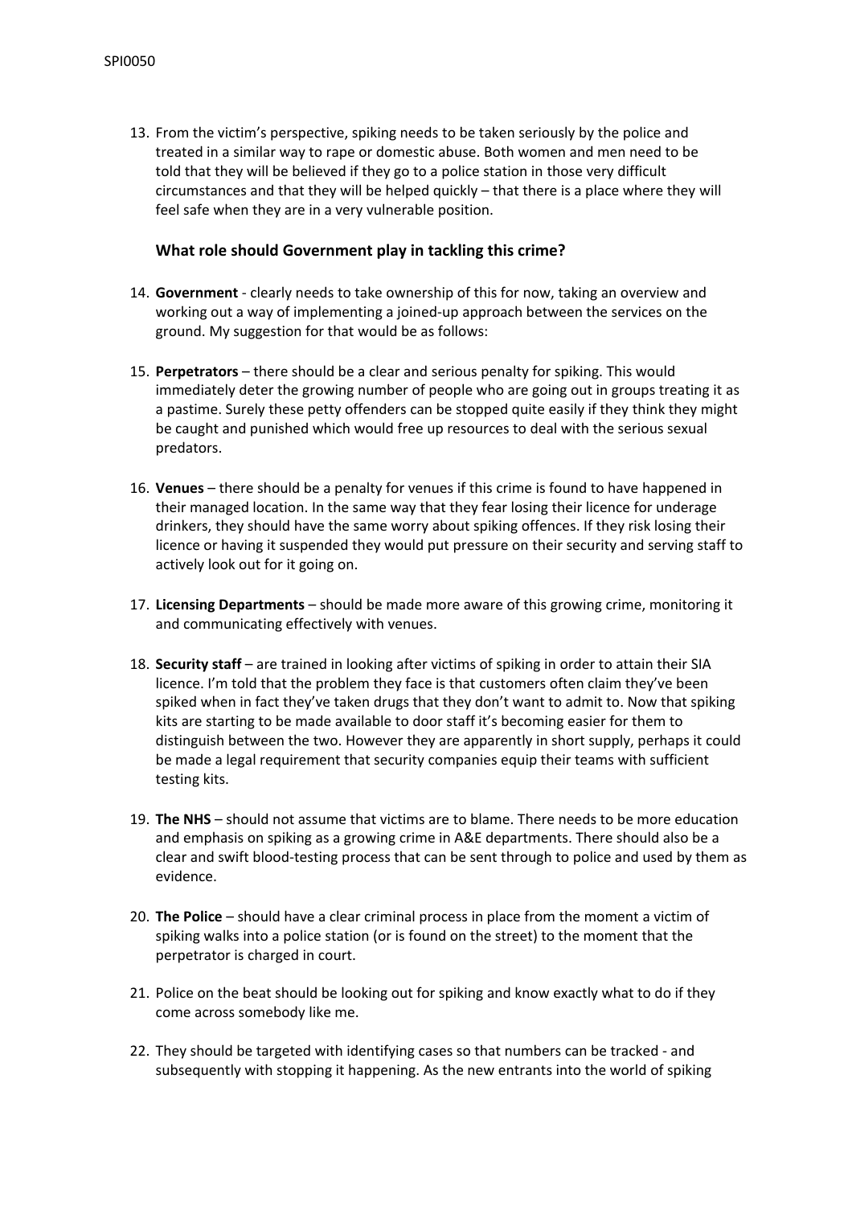13. From the victim's perspective, spiking needs to be taken seriously by the police and treated in a similar way to rape or domestic abuse. Both women and men need to be told that they will be believed if they go to a police station in those very difficult circumstances and that they will be helped quickly – that there is a place where they will feel safe when they are in a very vulnerable position.

### What role should Government play in tackling this crime?

14. **Government** - clearly needs to take ownership of this for now, taking an overview and working out a way of implementing a joined-up approach between the services on the ground. My suggestion for that would be as follows:

15. **Perpetrators** – there should be a clear and serious penalty for spiking. This would immediately deter the growing number of people who are going out in groups treating it as a pastime. Surely these petty offenders can be stopped quite easily if they think they might be caught and punished which would free up resources to deal with the serious sexual predators.

16. **Venues** – there should be a penalty for venues if this crime is found to have happened in their managed location. In the same way that they fear losing their licence for underage drinkers, they should have the same worry about spiking offences. If they risk losing their licence or having it suspended they would put pressure on their security and serving staff to actively look out for it going on.

17. **Licensing Departments** – should be made more aware of this growing crime, monitoring it and communicating effectively with venues.

18. **Security staff** – are trained in looking after victims of spiking in order to attain their SIA licence. I'm told that the problem they face is that customers often claim they've been spiked when in fact they've taken drugs that they don't want to admit to. Now that spiking kits are starting to be made available to door staff it's becoming easier for them to distinguish between the two. However they are apparently in short supply, perhaps it could be made a legal requirement that security companies equip their teams with sufficient testing kits.

19. **The NHS** – should not assume that victims are to blame. There needs to be more education and emphasis on spiking as a growing crime in A&E departments. There should also be a clear and swift blood-testing process that can be sent through to police and used by them as evidence.

20. **The Police** – should have a clear criminal process in place from the moment a victim of spiking walks into a police station (or is found on the street) to the moment that the perpetrator is charged in court.

21. Police on the beat should be looking out for spiking and know exactly what to do if they come across somebody like me.

22. They should be targeted with identifying cases so that numbers can be tracked - and subsequently with stopping it happening. As the new entrants into the world of spiking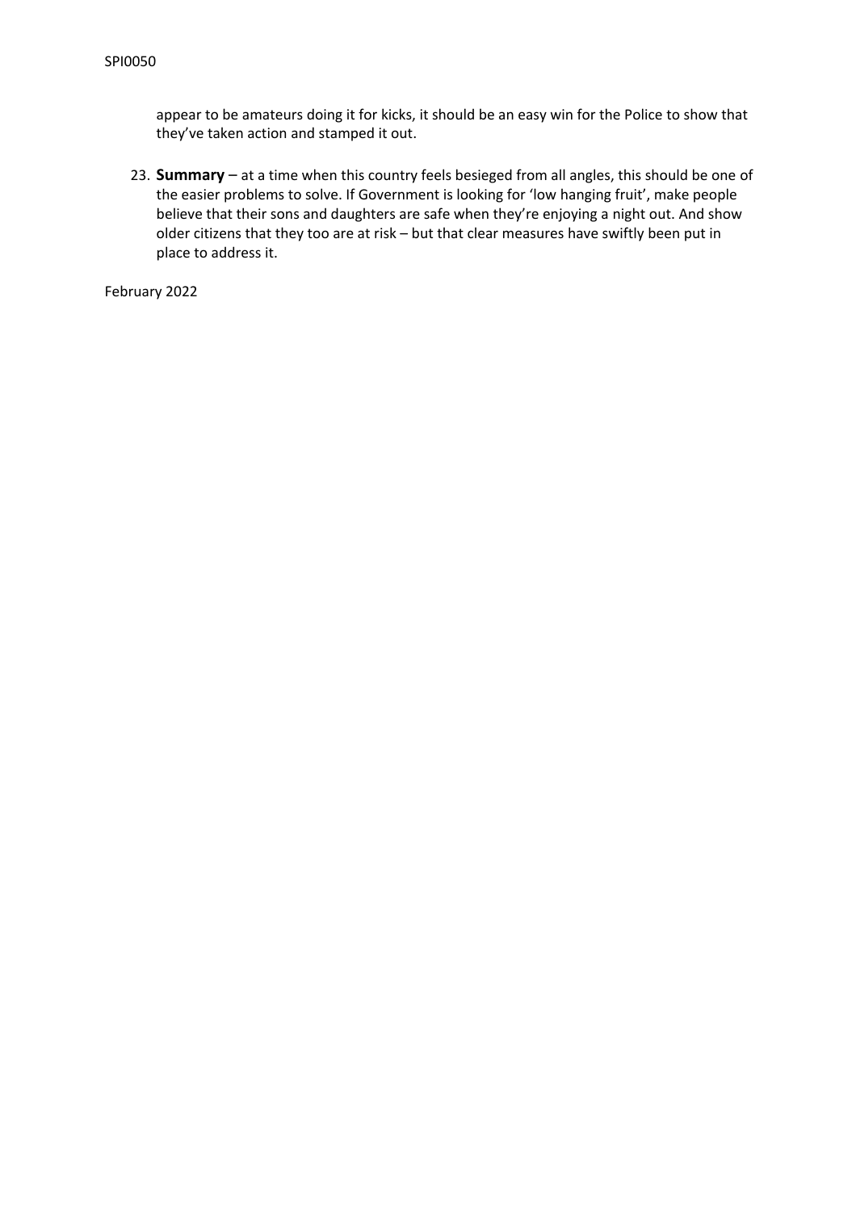appear to be amateurs doing it for kicks, it should be an easy win for the Police to show that they've taken action and stamped it out.

23. **Summary** – at a time when this country feels besieged from all angles, this should be one of the easier problems to solve. If Government is looking for 'low hanging fruit', make people believe that their sons and daughters are safe when they're enjoying a night out. And show older citizens that they too are at risk – but that clear measures have swiftly been put in place to address it.

February 2022